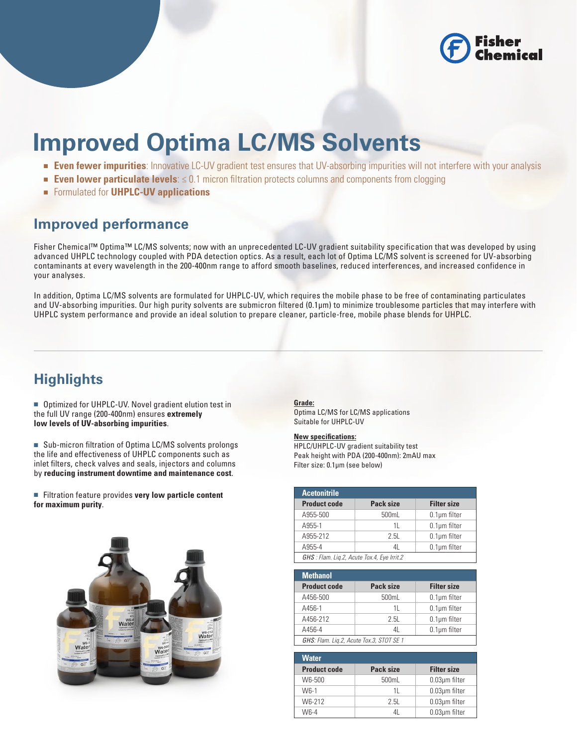# Improved Optima LC/MS Solvents

- **Even fewer impurities**: Innovative LC-UV gradient test ensures that UV-absorbing impurities will not interfere with your analysis
- **Even lower particulate levels**: ≤ 0.1 micron filtration protects columns and components from clogging
- Formulated for **UHPLC-UV applications**

## Improved performance

Fisher Chemical™ Optima™ LC/MS solvents; now with an unprecedented LC-UV gradient suitability specification that was developed by using advanced UHPLC technology coupled with PDA detection optics. As a result, each lot of Optima LC/MS solvent is screened for UV-absorbing contaminants at every wavelength in the 200-400nm range to afford smooth baselines, reduced interferences, and increased confidence in your analyses.

In addition, Optima LC/MS solvents are formulated for UHPLC-UV, which requires the mobile phase to be free of contaminating particulates and UV-absorbing impurities. Our high purity solvents are submicron filtered (0.1µm) to minimize troublesome particles that may interfere with UHPLC system performance and provide an ideal solution to prepare cleaner, particle-free, mobile phase blends for UHPLC.

## Highlights

- Optimized for UHPLC-UV. Novel gradient elution test in the full UV range (200-400nm) ensures **extremely low levels of UV-absorbing impurities**.
- Sub-micron filtration of Optima LC/MS solvents prolongs the life and effectiveness of UHPLC components such as inlet filters, check valves and seals, injectors and columns by **reducing instrument downtime and maintenance cost**.
- Filtration feature provides **very low particle content for maximum purity**.

**Grade:**

Optima LC/MS for LC/MS applications
Suitable for UHPLC-UV

**New specifications:**

HPLC/UHPLC-UV gradient suitability test
Peak height with PDA (200-400nm): 2mAU max
Filter size: 0.1µm (see below)

**Acetonitrile**

| Product code | Pack size | Filter size |
|---|---|---|
| A955-500 | 500mL | 0.1µm filter |
| A955-1 | 1L | 0.1µm filter |
| A955-212 | 2.5L | 0.1µm filter |
| A955-4 | 4L | 0.1µm filter |

*GHS : Flam. Liq.2, Acute Tox.4, Eye Irrit.2*

**Methanol**

| Product code | Pack size | Filter size |
|---|---|---|
| A456-500 | 500mL | 0.1µm filter |
| A456-1 | 1L | 0.1µm filter |
| A456-212 | 2.5L | 0.1µm filter |
| A456-4 | 4L | 0.1µm filter |

*GHS: Flam. Liq.2, Acute Tox.3, STOT SE 1*

**Water**

| Product code | Pack size | Filter size |
|---|---|---|
| W6-500 | 500mL | 0.03µm filter |
| W6-1 | 1L | 0.03µm filter |
| W6-212 | 2.5L | 0.03µm filter |
| W6-4 | 4L | 0.03µm filter |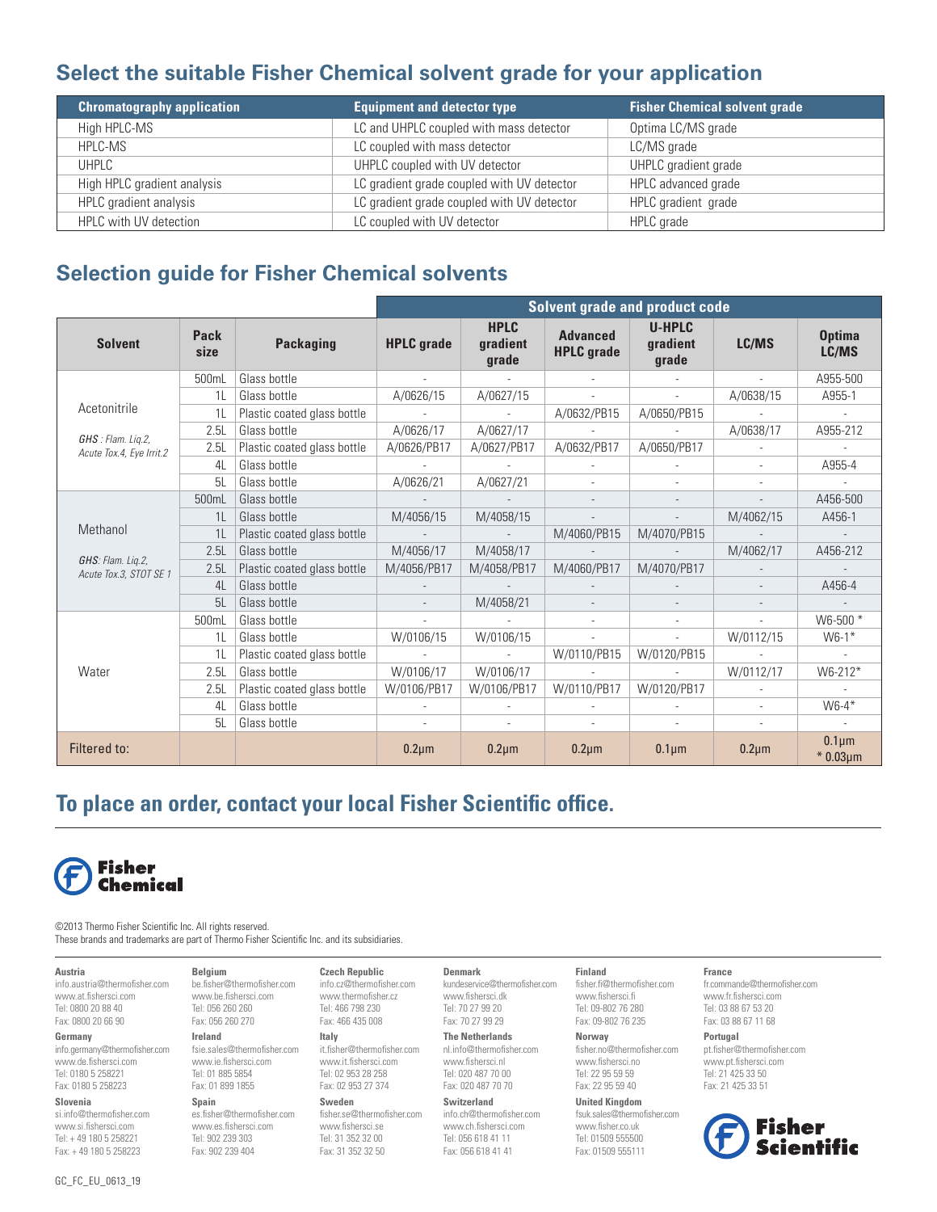## Select the suitable Fisher Chemical solvent grade for your application

| Chromatography application | Equipment and detector type | Fisher Chemical solvent grade |
|---|---|---|
| High HPLC-MS | LC and UHPLC coupled with mass detector | Optima LC/MS grade |
| HPLC-MS | LC coupled with mass detector | LC/MS grade |
| UHPLC | UHPLC coupled with UV detector | UHPLC gradient grade |
| High HPLC gradient analysis | LC gradient grade coupled with UV detector | HPLC advanced grade |
| HPLC gradient analysis | LC gradient grade coupled with UV detector | HPLC gradient grade |
| HPLC with UV detection | LC coupled with UV detector | HPLC grade |

## Selection guide for Fisher Chemical solvents

| | | | Solvent grade and product code | | | | | |
|---|---|---|---|---|---|---|---|---|
| **Solvent** | **Pack size** | **Packaging** | **HPLC grade** | **HPLC gradient grade** | **Advanced HPLC grade** | **U-HPLC gradient grade** | **LC/MS** | **Optima LC/MS** |
| Acetonitrile<br>*GHS : Flam. Liq.2, Acute Tox.4, Eye Irrit.2* | 500mL | Glass bottle | - | - | - | - | - | A955-500 |
| | 1L | Glass bottle | A/0626/15 | A/0627/15 | - | - | A/0638/15 | A955-1 |
| | 1L | Plastic coated glass bottle | - | - | A/0632/PB15 | A/0650/PB15 | - | - |
| | 2.5L | Glass bottle | A/0626/17 | A/0627/17 | - | - | A/0638/17 | A955-212 |
| | 2.5L | Plastic coated glass bottle | A/0626/PB17 | A/0627/PB17 | A/0632/PB17 | A/0650/PB17 | - | - |
| | 4L | Glass bottle | - | - | - | - | - | A955-4 |
| | 5L | Glass bottle | A/0626/21 | A/0627/21 | - | - | - | - |
| Methanol<br>*GHS: Flam. Liq.2, Acute Tox.3, STOT SE 1* | 500mL | Glass bottle | - | - | - | - | - | A456-500 |
| | 1L | Glass bottle | M/4056/15 | M/4058/15 | - | - | M/4062/15 | A456-1 |
| | 1L | Plastic coated glass bottle | - | - | M/4060/PB15 | M/4070/PB15 | - | - |
| | 2.5L | Glass bottle | M/4056/17 | M/4058/17 | - | - | M/4062/17 | A456-212 |
| | 2.5L | Plastic coated glass bottle | M/4056/PB17 | M/4058/PB17 | M/4060/PB17 | M/4070/PB17 | - | - |
| | 4L | Glass bottle | - | - | - | - | - | A456-4 |
| | 5L | Glass bottle | - | M/4058/21 | - | - | - | - |
| Water | 500mL | Glass bottle | - | - | - | - | - | W6-500 * |
| | 1L | Glass bottle | W/0106/15 | W/0106/15 | - | - | W/0112/15 | W6-1* |
| | 1L | Plastic coated glass bottle | - | - | W/0110/PB15 | W/0120/PB15 | - | - |
| | 2.5L | Glass bottle | W/0106/17 | W/0106/17 | - | - | W/0112/17 | W6-212* |
| | 2.5L | Plastic coated glass bottle | W/0106/PB17 | W/0106/PB17 | W/0110/PB17 | W/0120/PB17 | - | - |
| | 4L | Glass bottle | - | - | - | - | - | W6-4* |
| | 5L | Glass bottle | - | - | - | - | - | - |
| Filtered to: | | | 0.2µm | 0.2µm | 0.2µm | 0.1µm | 0.2µm | 0.1µm<br>* 0.03µm |

## To place an order, contact your local Fisher Scientific office.

Fisher Chemical

©2013 Thermo Fisher Scientific Inc. All rights reserved.
These brands and trademarks are part of Thermo Fisher Scientific Inc. and its subsidiaries.

**Austria**
info.austria@thermofisher.com
www.at.fishersci.com
Tel: 0800 20 88 40
Fax: 0800 20 66 90

**Germany**
info.germany@thermofisher.com
www.de.fishersci.com
Tel: 0180 5 258221
Fax: 0180 5 258223

**Slovenia**
si.info@thermofisher.com
www.si.fishersci.com
Tel: + 49 180 5 258221
Fax: + 49 180 5 258223

**Belgium**
be.fisher@thermofisher.com
www.be.fishersci.com
Tel: 056 260 260
Fax: 056 260 270

**Ireland**
fsie.sales@thermofisher.com
www.ie.fishersci.com
Tel: 01 885 5854
Fax: 01 899 1855

**Spain**
es.fisher@thermofisher.com
www.es.fishersci.com
Tel: 902 239 303
Fax: 902 239 404

**Czech Republic**
info.cz@thermofisher.com
www.thermofisher.cz
Tel: 466 798 230
Fax: 466 435 008

**Italy**
it.fisher@thermofisher.com
www.it.fishersci.com
Tel: 02 953 28 258
Fax: 02 953 27 374

**Sweden**
fisher.se@thermofisher.com
www.fishersci.se
Tel: 31 352 32 00
Fax: 31 352 32 50

**Denmark**
kundeservice@thermofisher.com
www.fishersci.dk
Tel: 70 27 99 20
Fax: 70 27 99 29

**The Netherlands**
nl.info@thermofisher.com
www.fishersci.nl
Tel: 020 487 70 00
Fax: 020 487 70 70

**Switzerland**
info.ch@thermofisher.com
www.ch.fishersci.com
Tel: 056 618 41 11
Fax: 056 618 41 41

**Finland**
fisher.fi@thermofisher.com
www.fishersci.fi
Tel: 09-802 76 280
Fax: 09-802 76 235

**Norway**
fisher.no@thermofisher.com
www.fishersci.no
Tel: 22 95 59 59
Fax: 22 95 59 40

**United Kingdom**
fsuk.sales@thermofisher.com
www.fisher.co.uk
Tel: 01509 555500
Fax: 01509 555111

**France**
fr.commande@thermofisher.com
www.fr.fishersci.com
Tel: 03 88 67 53 20
Fax: 03 88 67 11 68

**Portugal**
pt.fisher@thermofisher.com
www.pt.fishersci.com
Tel: 21 425 33 50
Fax: 21 425 33 51

Fisher Scientific

GC_FC_EU_0613_19